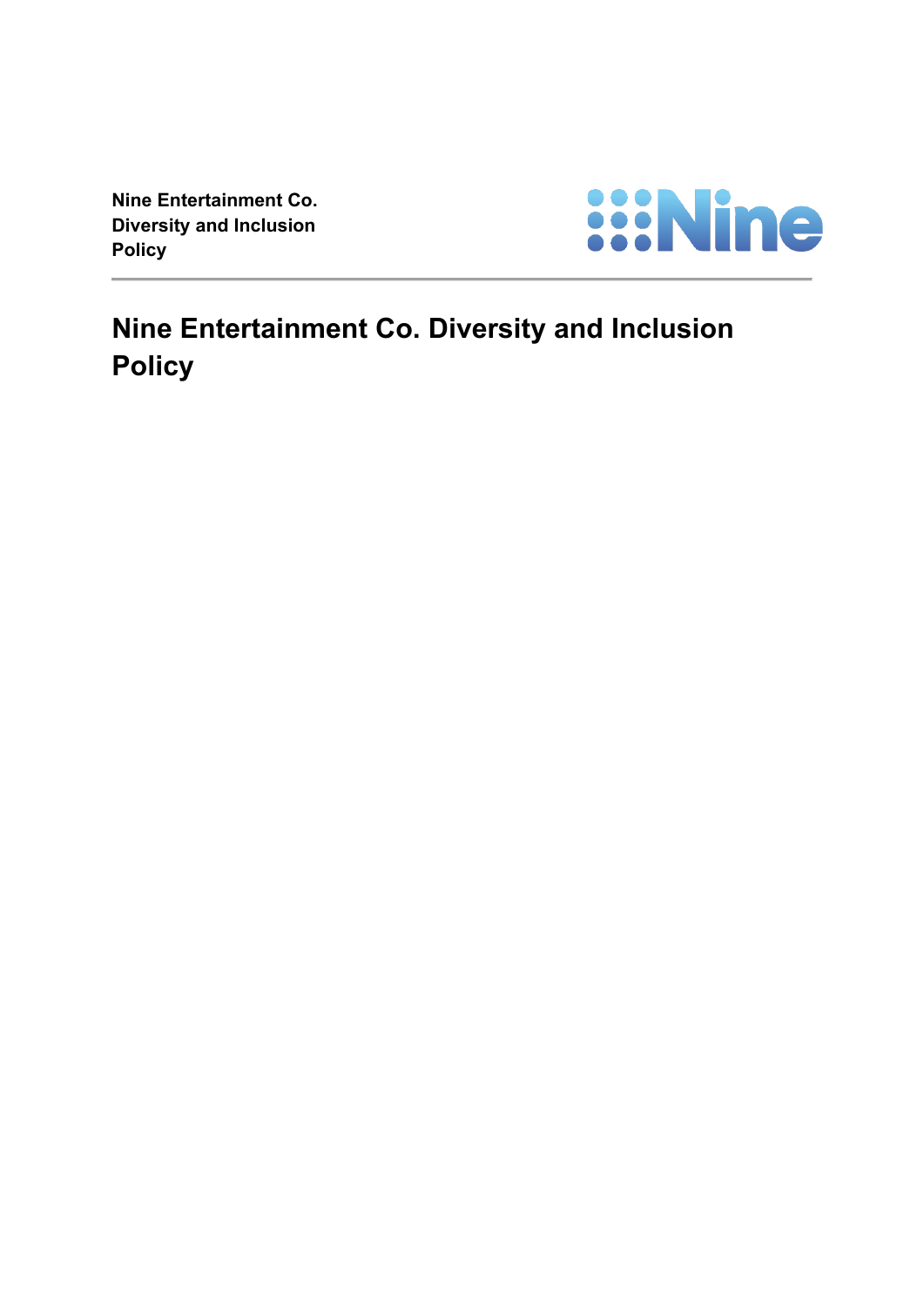# Nine Entertainment Co. Diversity and Inclusion Policy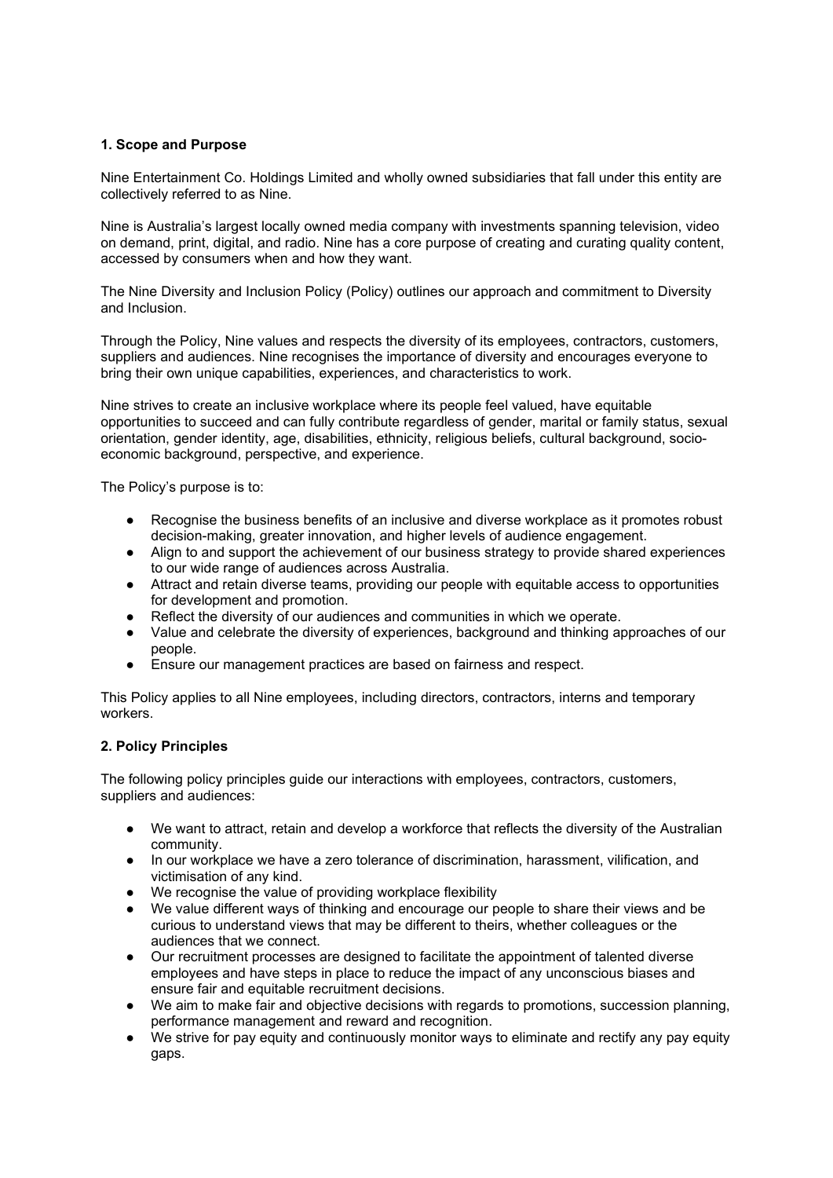**1. Scope and Purpose**

Nine Entertainment Co. Holdings Limited and wholly owned subsidiaries that fall under this entity are collectively referred to as Nine.

Nine is Australia's largest locally owned media company with investments spanning television, video on demand, print, digital, and radio. Nine has a core purpose of creating and curating quality content, accessed by consumers when and how they want.

The Nine Diversity and Inclusion Policy (Policy) outlines our approach and commitment to Diversity and Inclusion.

Through the Policy, Nine values and respects the diversity of its employees, contractors, customers, suppliers and audiences. Nine recognises the importance of diversity and encourages everyone to bring their own unique capabilities, experiences, and characteristics to work.

Nine strives to create an inclusive workplace where its people feel valued, have equitable opportunities to succeed and can fully contribute regardless of gender, marital or family status, sexual orientation, gender identity, age, disabilities, ethnicity, religious beliefs, cultural background, socio-economic background, perspective, and experience.

The Policy's purpose is to:

- Recognise the business benefits of an inclusive and diverse workplace as it promotes robust decision-making, greater innovation, and higher levels of audience engagement.
- Align to and support the achievement of our business strategy to provide shared experiences to our wide range of audiences across Australia.
- Attract and retain diverse teams, providing our people with equitable access to opportunities for development and promotion.
- Reflect the diversity of our audiences and communities in which we operate.
- Value and celebrate the diversity of experiences, background and thinking approaches of our people.
- Ensure our management practices are based on fairness and respect.

This Policy applies to all Nine employees, including directors, contractors, interns and temporary workers.

**2. Policy Principles**

The following policy principles guide our interactions with employees, contractors, customers, suppliers and audiences:

- We want to attract, retain and develop a workforce that reflects the diversity of the Australian community.
- In our workplace we have a zero tolerance of discrimination, harassment, vilification, and victimisation of any kind.
- We recognise the value of providing workplace flexibility
- We value different ways of thinking and encourage our people to share their views and be curious to understand views that may be different to theirs, whether colleagues or the audiences that we connect.
- Our recruitment processes are designed to facilitate the appointment of talented diverse employees and have steps in place to reduce the impact of any unconscious biases and ensure fair and equitable recruitment decisions.
- We aim to make fair and objective decisions with regards to promotions, succession planning, performance management and reward and recognition.
- We strive for pay equity and continuously monitor ways to eliminate and rectify any pay equity gaps.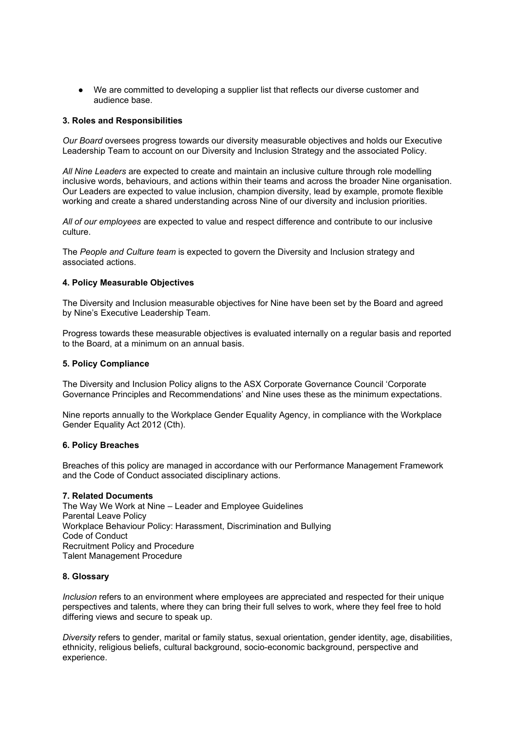- We are committed to developing a supplier list that reflects our diverse customer and audience base.

### 3. Roles and Responsibilities

*Our Board* oversees progress towards our diversity measurable objectives and holds our Executive Leadership Team to account on our Diversity and Inclusion Strategy and the associated Policy.

*All Nine Leaders* are expected to create and maintain an inclusive culture through role modelling inclusive words, behaviours, and actions within their teams and across the broader Nine organisation. Our Leaders are expected to value inclusion, champion diversity, lead by example, promote flexible working and create a shared understanding across Nine of our diversity and inclusion priorities.

*All of our employees* are expected to value and respect difference and contribute to our inclusive culture.

The *People and Culture team* is expected to govern the Diversity and Inclusion strategy and associated actions.

### 4. Policy Measurable Objectives

The Diversity and Inclusion measurable objectives for Nine have been set by the Board and agreed by Nine's Executive Leadership Team.

Progress towards these measurable objectives is evaluated internally on a regular basis and reported to the Board, at a minimum on an annual basis.

### 5. Policy Compliance

The Diversity and Inclusion Policy aligns to the ASX Corporate Governance Council 'Corporate Governance Principles and Recommendations' and Nine uses these as the minimum expectations.

Nine reports annually to the Workplace Gender Equality Agency, in compliance with the Workplace Gender Equality Act 2012 (Cth).

### 6. Policy Breaches

Breaches of this policy are managed in accordance with our Performance Management Framework and the Code of Conduct associated disciplinary actions.

### 7. Related Documents

The Way We Work at Nine – Leader and Employee Guidelines
Parental Leave Policy
Workplace Behaviour Policy: Harassment, Discrimination and Bullying
Code of Conduct
Recruitment Policy and Procedure
Talent Management Procedure

### 8. Glossary

*Inclusion* refers to an environment where employees are appreciated and respected for their unique perspectives and talents, where they can bring their full selves to work, where they feel free to hold differing views and secure to speak up.

*Diversity* refers to gender, marital or family status, sexual orientation, gender identity, age, disabilities, ethnicity, religious beliefs, cultural background, socio-economic background, perspective and experience.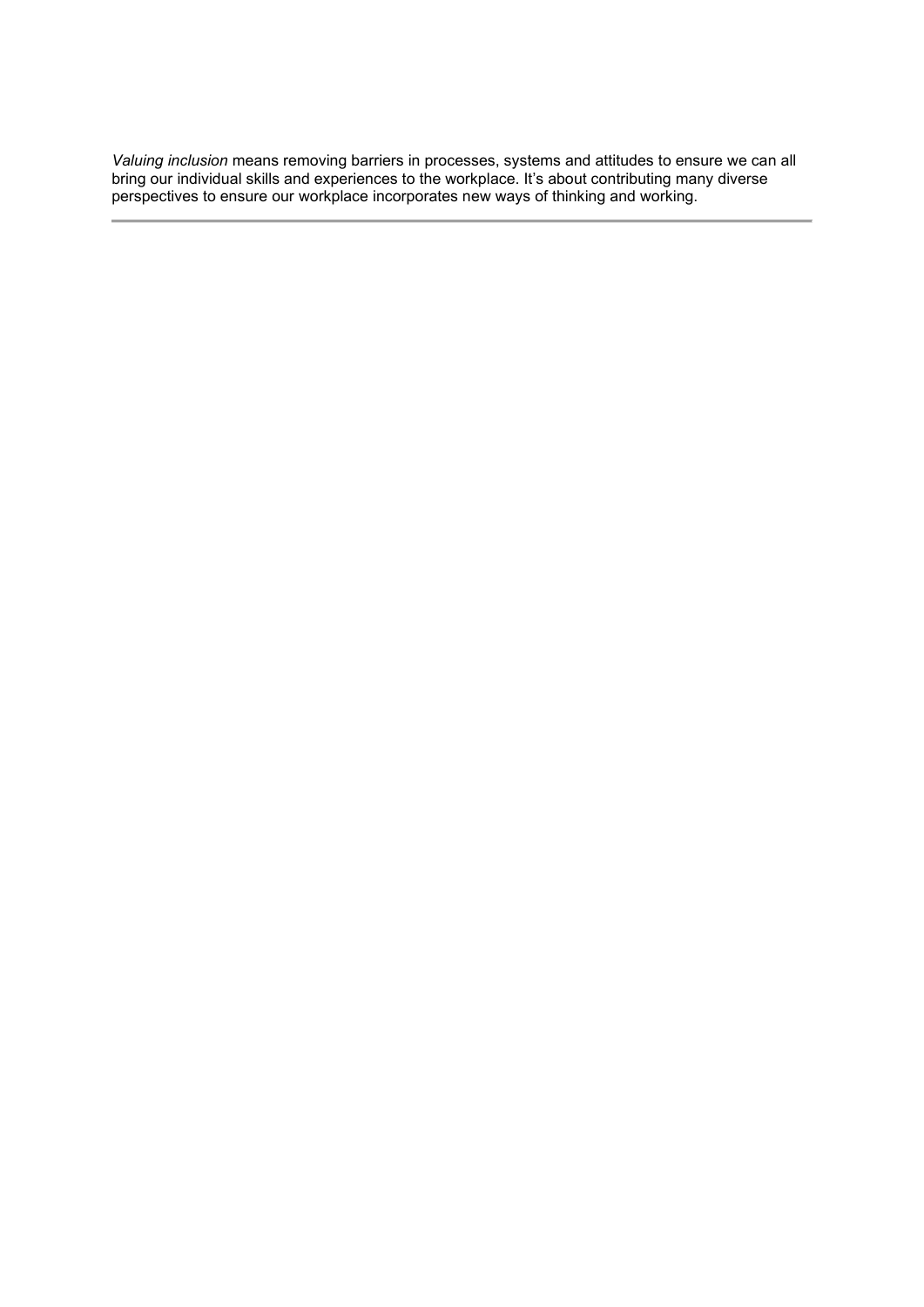*Valuing inclusion* means removing barriers in processes, systems and attitudes to ensure we can all bring our individual skills and experiences to the workplace. It's about contributing many diverse perspectives to ensure our workplace incorporates new ways of thinking and working.

---